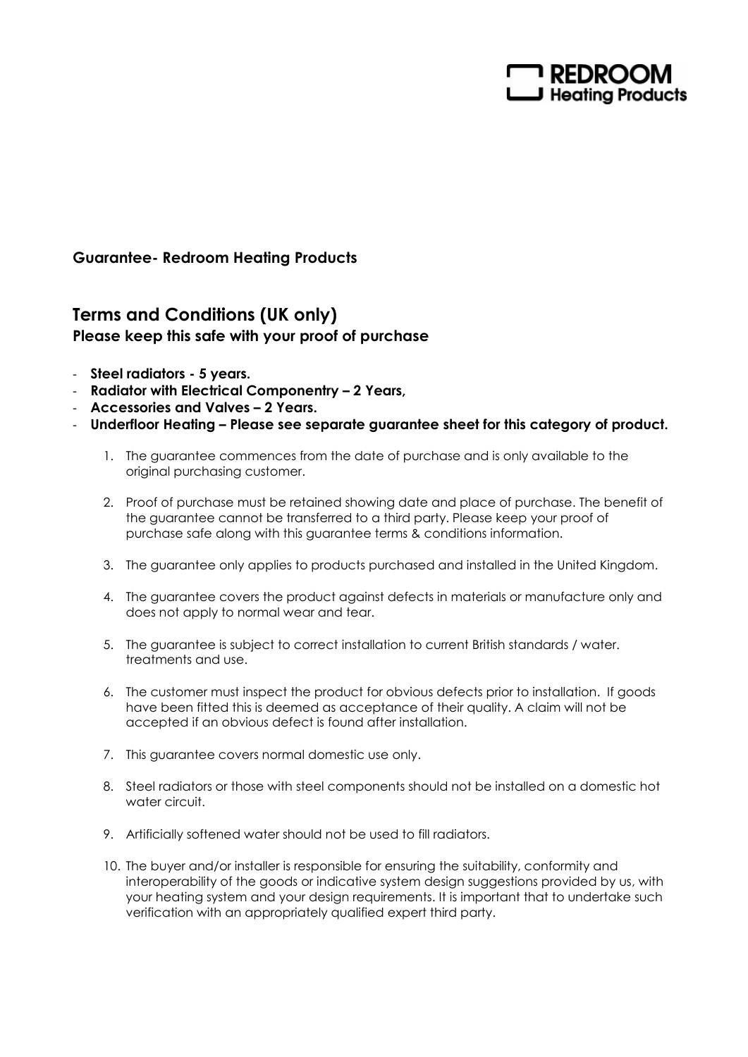REDROOM Heating Products

**Guarantee- Redroom Heating Products**

## Terms and Conditions (UK only)

### Please keep this safe with your proof of purchase

- **Steel radiators - 5 years.**
- **Radiator with Electrical Componentry – 2 Years,**
- **Accessories and Valves – 2 Years.**
- **Underfloor Heating – Please see separate guarantee sheet for this category of product.**

1. The guarantee commences from the date of purchase and is only available to the original purchasing customer.

2. Proof of purchase must be retained showing date and place of purchase. The benefit of the guarantee cannot be transferred to a third party. Please keep your proof of purchase safe along with this guarantee terms & conditions information.

3. The guarantee only applies to products purchased and installed in the United Kingdom.

4. The guarantee covers the product against defects in materials or manufacture only and does not apply to normal wear and tear.

5. The guarantee is subject to correct installation to current British standards / water. treatments and use.

6. The customer must inspect the product for obvious defects prior to installation. If goods have been fitted this is deemed as acceptance of their quality. A claim will not be accepted if an obvious defect is found after installation.

7. This guarantee covers normal domestic use only.

8. Steel radiators or those with steel components should not be installed on a domestic hot water circuit.

9. Artificially softened water should not be used to fill radiators.

10. The buyer and/or installer is responsible for ensuring the suitability, conformity and interoperability of the goods or indicative system design suggestions provided by us, with your heating system and your design requirements. It is important that to undertake such verification with an appropriately qualified expert third party.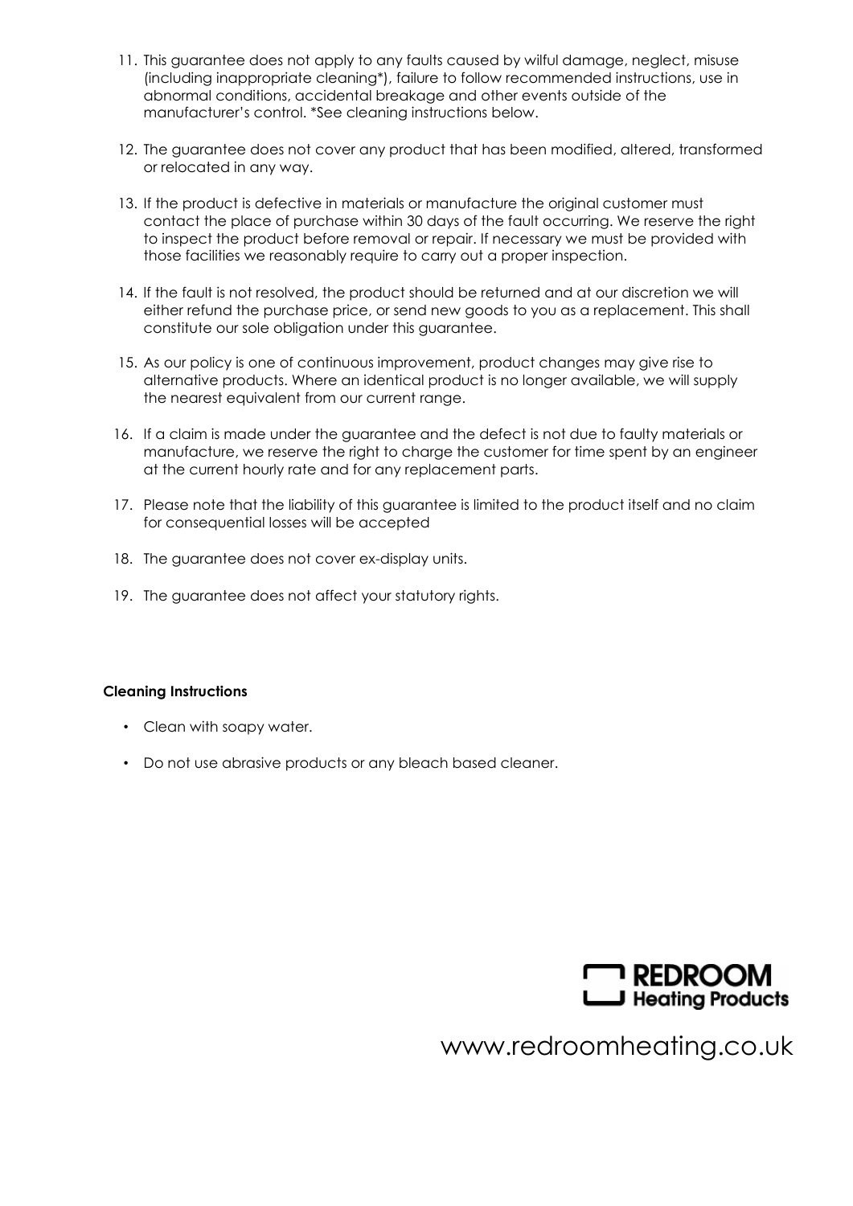11. This guarantee does not apply to any faults caused by wilful damage, neglect, misuse (including inappropriate cleaning*), failure to follow recommended instructions, use in abnormal conditions, accidental breakage and other events outside of the manufacturer's control. *See cleaning instructions below.

12. The guarantee does not cover any product that has been modified, altered, transformed or relocated in any way.

13. If the product is defective in materials or manufacture the original customer must contact the place of purchase within 30 days of the fault occurring. We reserve the right to inspect the product before removal or repair. If necessary we must be provided with those facilities we reasonably require to carry out a proper inspection.

14. If the fault is not resolved, the product should be returned and at our discretion we will either refund the purchase price, or send new goods to you as a replacement. This shall constitute our sole obligation under this guarantee.

15. As our policy is one of continuous improvement, product changes may give rise to alternative products. Where an identical product is no longer available, we will supply the nearest equivalent from our current range.

16. If a claim is made under the guarantee and the defect is not due to faulty materials or manufacture, we reserve the right to charge the customer for time spent by an engineer at the current hourly rate and for any replacement parts.

17. Please note that the liability of this guarantee is limited to the product itself and no claim for consequential losses will be accepted

18. The guarantee does not cover ex-display units.

19. The guarantee does not affect your statutory rights.

**Cleaning Instructions**

- Clean with soapy water.
- Do not use abrasive products or any bleach based cleaner.

REDROOM Heating Products

www.redroomheating.co.uk